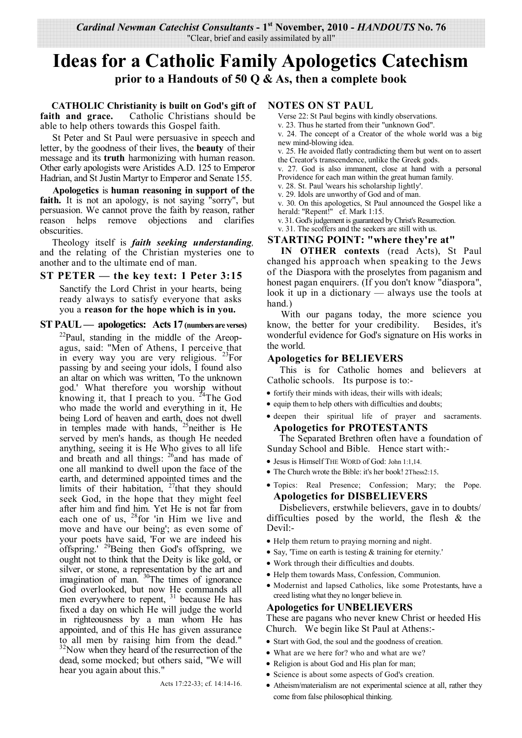*Cardinal Newman Catechist Consultants* - 1st November, 2010 - *HANDOUTS* No. 76
"Clear, brief and easily assimilated by all"

# Ideas for a Catholic Family Apologetics Catechism

### prior to a Handouts of 50 Q & As, then a complete book

**CATHOLIC Christianity is built on God's gift of faith and grace.** Catholic Christians should be able to help others towards this Gospel faith.

St Peter and St Paul were persuasive in speech and letter, by the goodness of their lives, the **beauty** of their message and its **truth** harmonizing with human reason. Other early apologists were Aristides A.D. 125 to Emperor Hadrian, and St Justin Martyr to Emperor and Senate 155.

**Apologetics** is **human reasoning in support of the faith.** It is not an apology, is not saying "sorry", but persuasion. We cannot prove the faith by reason, rather reason helps remove objections and clarifies obscurities.

Theology itself is ***faith seeking understanding***, and the relating of the Christian mysteries one to another and to the ultimate end of man.

## ST PETER — the key text: 1 Peter 3:15

> Sanctify the Lord Christ in your hearts, being ready always to satisfy everyone that asks you a **reason for the hope which is in you.**

## ST PAUL — apologetics: Acts 17 (numbers are verses)

> [22]Paul, standing in the middle of the Areopagus, said: "Men of Athens, I perceive that in every way you are very religious. [23]For passing by and seeing your idols, I found also an altar on which was written, 'To the unknown god.' What therefore you worship without knowing it, that I preach to you. [24]The God who made the world and everything in it, He being Lord of heaven and earth, does not dwell in temples made with hands, [25]neither is He served by men's hands, as though He needed anything, seeing it is He Who gives to all life and breath and all things: [26]and has made of one all mankind to dwell upon the face of the earth, and determined appointed times and the limits of their habitation, [27]that they should seek God, in the hope that they might feel after him and find him. Yet He is not far from each one of us, [28]for 'in Him we live and move and have our being'; as even some of your poets have said, 'For we are indeed his offspring.' [29]Being then God's offspring, we ought not to think that the Deity is like gold, or silver, or stone, a representation by the art and imagination of man. [30]The times of ignorance God overlooked, but now He commands all men everywhere to repent, [31] because He has fixed a day on which He will judge the world in righteousness by a man whom He has appointed, and of this He has given assurance to all men by raising him from the dead." [32]Now when they heard of the resurrection of the dead, some mocked; but others said, "We will hear you again about this."
>
> Acts 17:22-33; cf. 14:14-16.

## NOTES ON ST PAUL

Verse 22: St Paul begins with kindly observations.
v. 23. Thus he started from their "unknown God".
v. 24. The concept of a Creator of the whole world was a big new mind-blowing idea.
v. 25. He avoided flatly contradicting them but went on to assert the Creator's transcendence, unlike the Greek gods.
v. 27. God is also immanent, close at hand with a personal Providence for each man within the great human family.
v. 28. St. Paul 'wears his scholarship lightly'.
v. 29. Idols are unworthy of God and of man.
v. 30. On this apologetics, St Paul announced the Gospel like a herald: "Repent!" cf. Mark 1:15.
v. 31. God's judgement is guaranteed by Christ's Resurrection.
v. 31. The scoffers and the seekers are still with us.

## STARTING POINT: "where they're at"

**IN OTHER contexts** (read Acts), St Paul changed his approach when speaking to the Jews of the Diaspora with the proselytes from paganism and honest pagan enquirers. (If you don't know "diaspora", look it up in a dictionary — always use the tools at hand.)

With our pagans today, the more science you know, the better for your credibility. Besides, it's wonderful evidence for God's signature on His works in the world.

### Apologetics for BELIEVERS

This is for Catholic homes and believers at Catholic schools. Its purpose is to:-

- fortify their minds with ideas, their wills with ideals;
- equip them to help others with difficulties and doubts;
- deepen their spiritual life of prayer and sacraments.

### Apologetics for PROTESTANTS

The Separated Brethren often have a foundation of Sunday School and Bible. Hence start with:-

- Jesus is Himself THE WORD of God: John 1:1,14.
- The Church wrote the Bible: it's her book! 2Thess2:15.
- Topics: Real Presence; Confession; Mary; the Pope.

### Apologetics for DISBELIEVERS

Disbelievers, erstwhile believers, gave in to doubts/ difficulties posed by the world, the flesh & the Devil:-

- Help them return to praying morning and night.
- Say, 'Time on earth is testing & training for eternity.'
- Work through their difficulties and doubts.
- Help them towards Mass, Confession, Communion.
- Modernist and lapsed Catholics, like some Protestants, have a creed listing what they no longer believe in.

### Apologetics for UNBELIEVERS

These are pagans who never knew Christ or heeded His Church. We begin like St Paul at Athens:-

- Start with God, the soul and the goodness of creation.
- What are we here for? who and what are we?
- Religion is about God and His plan for man;
- Science is about some aspects of God's creation.
- Atheism/materialism are not experimental science at all, rather they come from false philosophical thinking.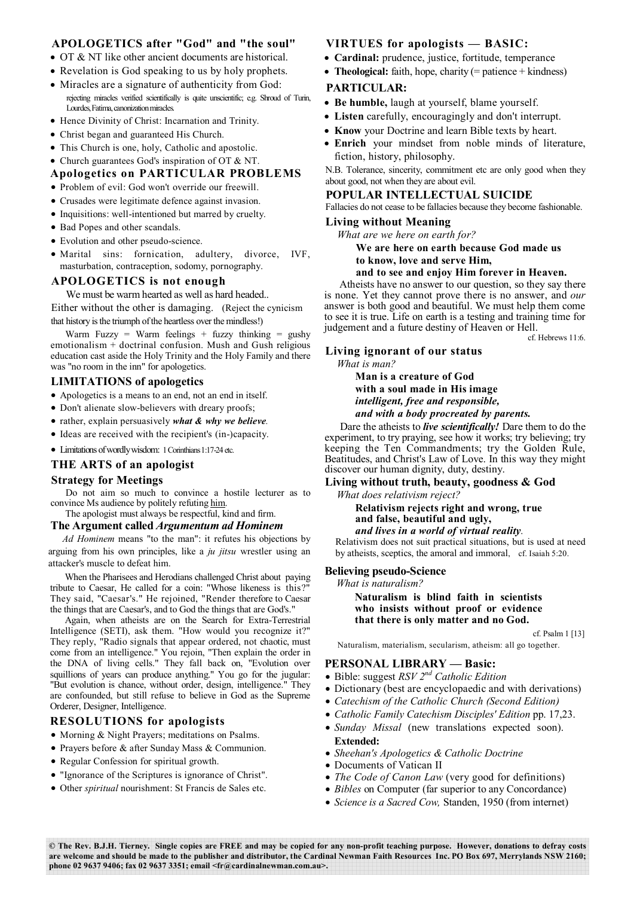## APOLOGETICS after "God" and "the soul"

- OT & NT like other ancient documents are historical.
- Revelation is God speaking to us by holy prophets.
- Miracles are a signature of authenticity from God: rejecting miracles verified scientifically is quite unscientific; e.g. Shroud of Turin, Lourdes, Fatima, canonization miracles.
- Hence Divinity of Christ: Incarnation and Trinity.
- Christ began and guaranteed His Church.
- This Church is one, holy, Catholic and apostolic.
- Church guarantees God's inspiration of OT & NT.

## Apologetics on PARTICULAR PROBLEMS

- Problem of evil: God won't override our freewill.
- Crusades were legitimate defence against invasion.
- Inquisitions: well-intentioned but marred by cruelty.
- Bad Popes and other scandals.
- Evolution and other pseudo-science.
- Marital sins: fornication, adultery, divorce, IVF, masturbation, contraception, sodomy, pornography.

## APOLOGETICS is not enough

We must be warm hearted as well as hard headed..

Either without the other is damaging. (Reject the cynicism that history is the triumph of the heartless over the mindless!)

Warm Fuzzy = Warm feelings + fuzzy thinking = gushy emotionalism + doctrinal confusion. Mush and Gush religious education cast aside the Holy Trinity and the Holy Family and there was "no room in the inn" for apologetics.

## LIMITATIONS of apologetics

- Apologetics is a means to an end, not an end in itself.
- Don't alienate slow-believers with dreary proofs;
- rather, explain persuasively ***what & why we believe***.
- Ideas are received with the recipient's (in-)capacity.
- Limitations of wordly wisdom: 1 Corinthians 1:17-24 etc.

## THE ARTS of an apologist

### Strategy for Meetings

Do not aim so much to convince a hostile lecturer as to convince Ms audience by politely refuting him.

The apologist must always be respectful, kind and firm.

### The Argument called *Argumentum ad Hominem*

*Ad Hominem* means "to the man": it refutes his objections by arguing from his own principles, like a *ju jitsu* wrestler using an attacker's muscle to defeat him.

When the Pharisees and Herodians challenged Christ about paying tribute to Caesar, He called for a coin: "Whose likeness is this?" They said, "Caesar's." He rejoined, "Render therefore to Caesar the things that are Caesar's, and to God the things that are God's."

Again, when atheists are on the Search for Extra-Terrestrial Intelligence (SETI), ask them. "How would you recognize it?" They reply, "Radio signals that appear ordered, not chaotic, must come from an intelligence." You rejoin, "Then explain the order in the DNA of living cells." They fall back on, "Evolution over squillions of years can produce anything." You go for the jugular: "But evolution is chance, without order, design, intelligence." They are confounded, but still refuse to believe in God as the Supreme Orderer, Designer, Intelligence.

## RESOLUTIONS for apologists

- Morning & Night Prayers; meditations on Psalms.
- Prayers before & after Sunday Mass & Communion.
- Regular Confession for spiritual growth.
- "Ignorance of the Scriptures is ignorance of Christ".
- Other *spiritual* nourishment: St Francis de Sales etc.

## VIRTUES for apologists — BASIC:

- **Cardinal:** prudence, justice, fortitude, temperance
- **Theological:** faith, hope, charity (= patience + kindness)

### PARTICULAR:

- **Be humble,** laugh at yourself, blame yourself.
- **Listen** carefully, encouragingly and don't interrupt.
- **Know** your Doctrine and learn Bible texts by heart.
- **Enrich** your mindset from noble minds of literature, fiction, history, philosophy.

N.B. Tolerance, sincerity, commitment etc are only good when they about good, not when they are about evil.

## POPULAR INTELLECTUAL SUICIDE

Fallacies do not cease to be fallacies because they become fashionable.

### Living without Meaning

*What are we here on earth for?*

**We are here on earth because God made us to know, love and serve Him, and to see and enjoy Him forever in Heaven.**

Atheists have no answer to our question, so they say there is none. Yet they cannot prove there is no answer, and *our* answer is both good and beautiful. We must help them come to see it is true. Life on earth is a testing and training time for judgement and a future destiny of Heaven or Hell.

cf. Hebrews 11:6.

### Living ignorant of our status

*What is man?*

**Man is a creature of God with a soul made in His image *intelligent, free and responsible, and with a body procreated by parents.***

Dare the atheists to ***live scientifically!*** Dare them to do the experiment, to try praying, see how it works; try believing; try keeping the Ten Commandments; try the Golden Rule, Beatitudes, and Christ's Law of Love. In this way they might discover our human dignity, duty, destiny.

### Living without truth, beauty, goodness & God

*What does relativism reject?*

**Relativism rejects right and wrong, true and false, beautiful and ugly, *and lives in a world of virtual reality*.**

Relativism does not suit practical situations, but is used at need by atheists, sceptics, the amoral and immoral, cf. Isaiah 5:20.

### Believing pseudo-Science

*What is naturalism?*

**Naturalism is blind faith in scientists who insists without proof or evidence that there is only matter and no God.**

cf. Psalm 1 [13]

Naturalism, materialism, secularism, atheism: all go together.

## PERSONAL LIBRARY — Basic:

- Bible: suggest *RSV 2nd Catholic Edition*
- Dictionary (best are encyclopaedic and with derivations)
- *Catechism of the Catholic Church (Second Edition)*
- *Catholic Family Catechism Disciples' Edition* pp. 17,23.
- *Sunday Missal* (new translations expected soon).

**Extended:**

- *Sheehan's Apologetics & Catholic Doctrine*
- Documents of Vatican II
- *The Code of Canon Law* (very good for definitions)
- *Bibles* on Computer (far superior to any Concordance)
- *Science is a Sacred Cow,* Standen, 1950 (from internet)

**© The Rev. B.J.H. Tierney. Single copies are FREE and may be copied for any non-profit teaching purpose. However, donations to defray costs are welcome and should be made to the publisher and distributor, the Cardinal Newman Faith Resources Inc. PO Box 697, Merrylands NSW 2160; phone 02 9637 9406; fax 02 9637 3351; email <fr@cardinalnewman.com.au>.**